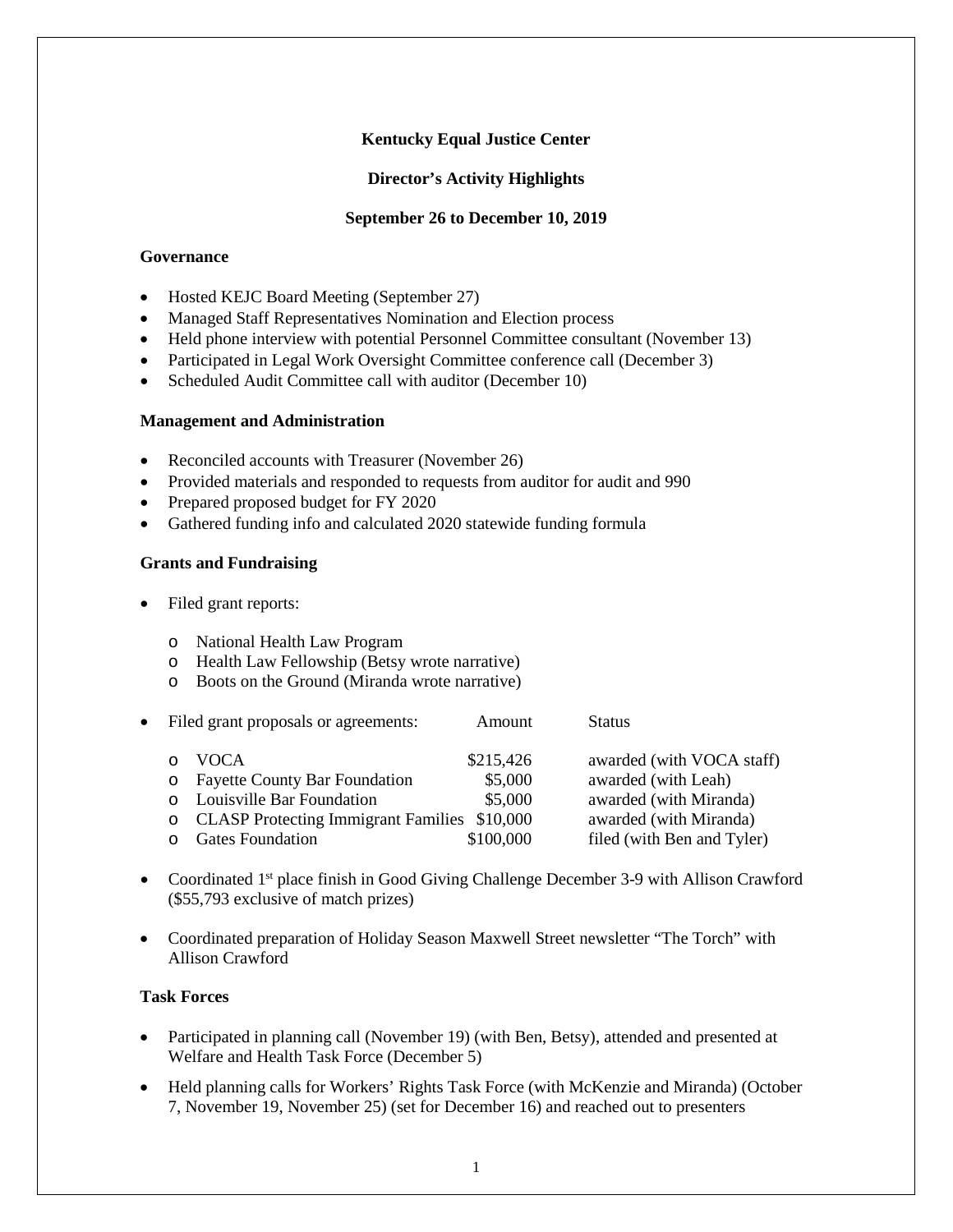**Kentucky Equal Justice Center**

**Director's Activity Highlights**

**September 26 to December 10, 2019**

**Governance**

- Hosted KEJC Board Meeting (September 27)
- Managed Staff Representatives Nomination and Election process
- Held phone interview with potential Personnel Committee consultant (November 13)
- Participated in Legal Work Oversight Committee conference call (December 3)
- Scheduled Audit Committee call with auditor (December 10)

**Management and Administration**

- Reconciled accounts with Treasurer (November 26)
- Provided materials and responded to requests from auditor for audit and 990
- Prepared proposed budget for FY 2020
- Gathered funding info and calculated 2020 statewide funding formula

**Grants and Fundraising**

- Filed grant reports:
  - National Health Law Program
  - Health Law Fellowship (Betsy wrote narrative)
  - Boots on the Ground (Miranda wrote narrative)

- Filed grant proposals or agreements:

| Proposal or agreement | Amount | Status |
|---|---|---|
| VOCA | $215,426 | awarded (with VOCA staff) |
| Fayette County Bar Foundation | $5,000 | awarded (with Leah) |
| Louisville Bar Foundation | $5,000 | awarded (with Miranda) |
| CLASP Protecting Immigrant Families | $10,000 | awarded (with Miranda) |
| Gates Foundation | $100,000 | filed (with Ben and Tyler) |

- Coordinated 1st place finish in Good Giving Challenge December 3-9 with Allison Crawford ($55,793 exclusive of match prizes)

- Coordinated preparation of Holiday Season Maxwell Street newsletter "The Torch" with Allison Crawford

**Task Forces**

- Participated in planning call (November 19) (with Ben, Betsy), attended and presented at Welfare and Health Task Force (December 5)

- Held planning calls for Workers' Rights Task Force (with McKenzie and Miranda) (October 7, November 19, November 25) (set for December 16) and reached out to presenters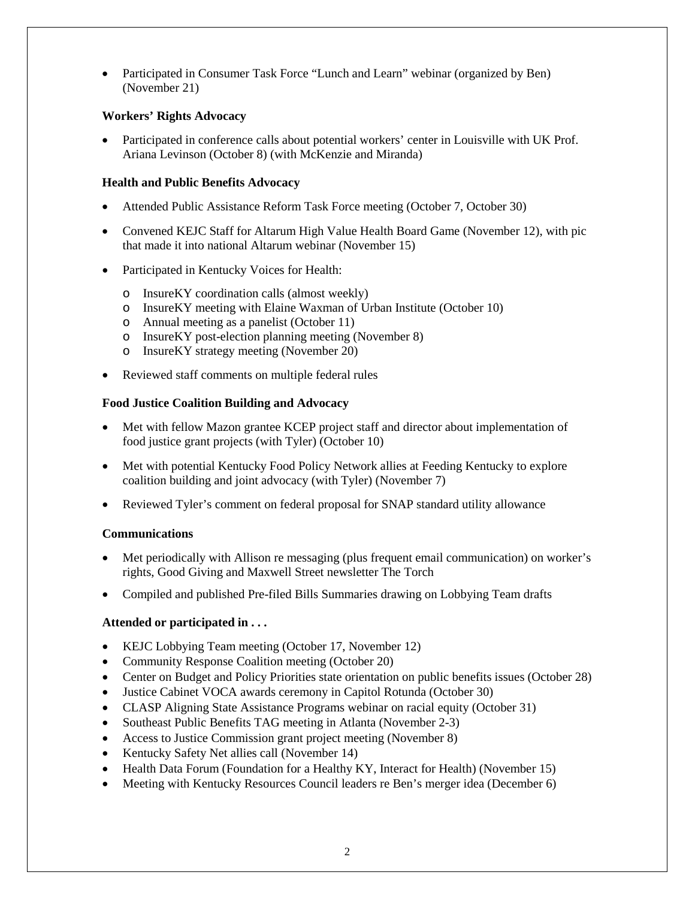- Participated in Consumer Task Force "Lunch and Learn" webinar (organized by Ben) (November 21)

**Workers' Rights Advocacy**

- Participated in conference calls about potential workers' center in Louisville with UK Prof. Ariana Levinson (October 8) (with McKenzie and Miranda)

**Health and Public Benefits Advocacy**

- Attended Public Assistance Reform Task Force meeting (October 7, October 30)
- Convened KEJC Staff for Altarum High Value Health Board Game (November 12), with pic that made it into national Altarum webinar (November 15)
- Participated in Kentucky Voices for Health:
  - InsureKY coordination calls (almost weekly)
  - InsureKY meeting with Elaine Waxman of Urban Institute (October 10)
  - Annual meeting as a panelist (October 11)
  - InsureKY post-election planning meeting (November 8)
  - InsureKY strategy meeting (November 20)
- Reviewed staff comments on multiple federal rules

**Food Justice Coalition Building and Advocacy**

- Met with fellow Mazon grantee KCEP project staff and director about implementation of food justice grant projects (with Tyler) (October 10)
- Met with potential Kentucky Food Policy Network allies at Feeding Kentucky to explore coalition building and joint advocacy (with Tyler) (November 7)
- Reviewed Tyler's comment on federal proposal for SNAP standard utility allowance

**Communications**

- Met periodically with Allison re messaging (plus frequent email communication) on worker's rights, Good Giving and Maxwell Street newsletter The Torch
- Compiled and published Pre-filed Bills Summaries drawing on Lobbying Team drafts

**Attended or participated in . . .**

- KEJC Lobbying Team meeting (October 17, November 12)
- Community Response Coalition meeting (October 20)
- Center on Budget and Policy Priorities state orientation on public benefits issues (October 28)
- Justice Cabinet VOCA awards ceremony in Capitol Rotunda (October 30)
- CLASP Aligning State Assistance Programs webinar on racial equity (October 31)
- Southeast Public Benefits TAG meeting in Atlanta (November 2-3)
- Access to Justice Commission grant project meeting (November 8)
- Kentucky Safety Net allies call (November 14)
- Health Data Forum (Foundation for a Healthy KY, Interact for Health) (November 15)
- Meeting with Kentucky Resources Council leaders re Ben's merger idea (December 6)